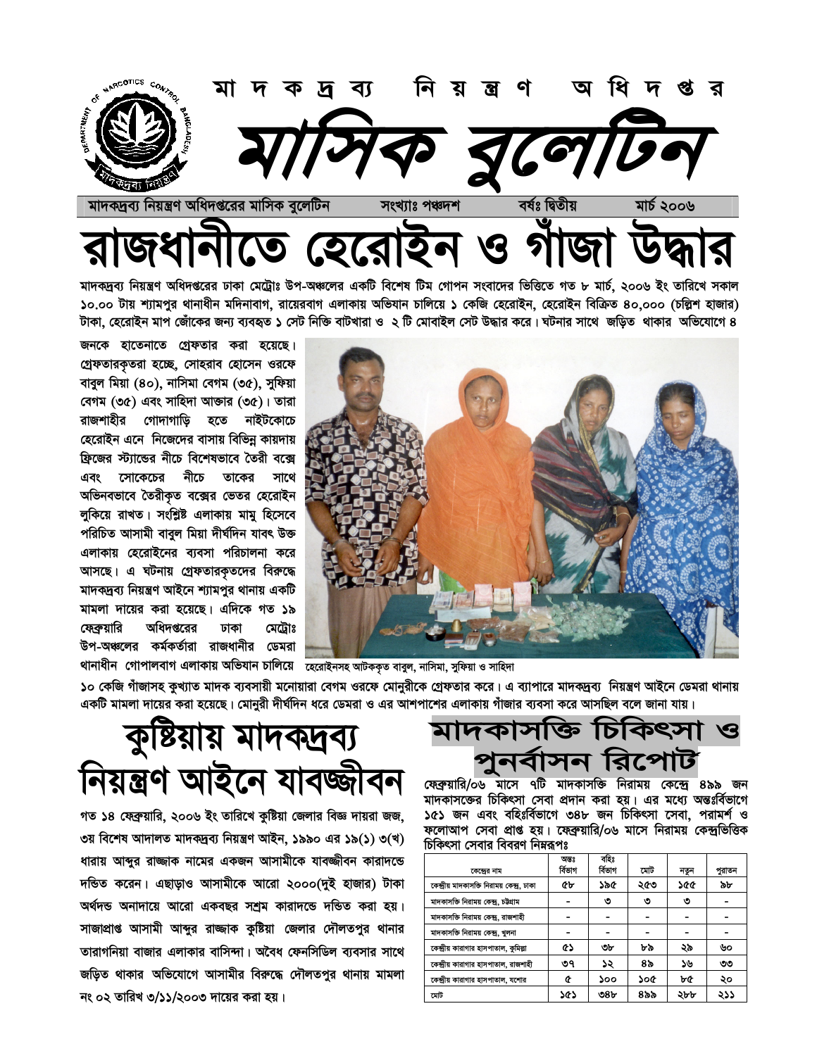# মাদকদ্রব্য নিয়ন্ত্রণ অধিদপ্তর

# মাসিক বুলেটিন

মাদকদ্রব্য নিয়ন্ত্রণ অধিদপ্তরের মাসিক বুলেটিন সংখ্যাঃ পঞ্চদশ বর্ষঃ দ্বিতীয় মার্চ ২০০৬

# রাজধানীতে হেরোইন ও গাঁজা উদ্ধার

মাদকদ্রব্য নিয়ন্ত্রণ অধিদপ্তরের ঢাকা মেট্রোঃ উপ-অঞ্চলের একটি বিশেষ টিম গোপন সংবাদের ভিত্তিতে গত ৮ মার্চ, ২০০৬ ইং তারিখে সকাল ১০.০০ টায় শ্যামপুর থানাধীন মদিনাবাগ, রায়েরবাগ এলাকায় অভিযান চালিয়ে ১ কেজি হেরোইন, হেরোইন বিক্রিত ৪০,০০০ (চল্লিশ হাজার) টাকা, হেরোইন মাপ জোঁকের জন্য ব্যবহৃত ১ সেট নিক্তি বাটখারা ও ২ টি মোবাইল সেট উদ্ধার করে। ঘটনার সাথে জড়িত থাকার অভিযোগে ৪ জনকে হাতেনাতে গ্রেফতার করা হয়েছে। গ্রেফতারকৃতরা হচ্ছে, সোহরাব হোসেন ওরফে বাবুল মিয়া (৪০), নাসিমা বেগম (৩৫), সুফিয়া বেগম (৩৫) এবং সাহিদা আক্তার (৩৫)। তারা রাজশাহীর গোদাগাড়ি হতে নাইটকোচে হেরোইন এনে নিজেদের বাসায় বিভিন্ন কায়দায় ফ্রিজের স্ট্যান্ডের নীচে বিশেষভাবে তৈরী বক্সে এবং সোকেচের নীচে তাকের সাথে অভিনবভাবে তৈরীকৃত বক্সের ভেতর হেরোইন লুকিয়ে রাখত। সংশ্লিষ্ট এলাকায় মামু হিসেবে পরিচিত আসামী বাবুল মিয়া দীর্ঘদিন যাবৎ উক্ত এলাকায় হেরোইনের ব্যবসা পরিচালনা করে আসছে। এ ঘটনায় গ্রেফতারকৃতদের বিরুদ্ধে মাদকদ্রব্য নিয়ন্ত্রণ আইনে শ্যামপুর থানায় একটি মামলা দায়ের করা হয়েছে। এদিকে গত ১৯ ফেব্রুয়ারি অধিদপ্তরের ঢাকা মেট্রোঃ উপ-অঞ্চলের কর্মকর্তারা রাজধানীর ডেমরা থানাধীন গোপালবাগ এলাকায় অভিযান চালিয়ে ১০ কেজি গাঁজাসহ কুখ্যাত মাদক ব্যবসায়ী মনোয়ারা বেগম ওরফে মোনুরীকে গ্রেফতার করে। এ ব্যাপারে মাদকদ্রব্য নিয়ন্ত্রণ আইনে ডেমরা থানায় একটি মামলা দায়ের করা হয়েছে। মোনুরী দীর্ঘদিন ধরে ডেমরা ও এর আশপাশের এলাকায় গাঁজার ব্যবসা করে আসছিল বলে জানা যায়।

হেরোইনসহ আটককৃত বাবুল, নাসিমা, সুফিয়া ও সাহিদা

# কুষ্টিয়ায় মাদকদ্রব্য নিয়ন্ত্রণ আইনে যাবজ্জীবন

গত ১৪ ফেব্রুয়ারি, ২০০৬ ইং তারিখে কুষ্টিয়া জেলার বিজ্ঞ দায়রা জজ, ৩য় বিশেষ আদালত মাদকদ্রব্য নিয়ন্ত্রণ আইন, ১৯৯০ এর ১৯(১) ৩(খ) ধারায় আব্দুর রাজ্জাক নামের একজন আসামীকে যাবজ্জীবন কারাদন্ডে দন্ডিত করেন। এছাড়াও আসামীকে আরো ২০০০(দুই হাজার) টাকা অর্থদন্ড অনাদায়ে আরো একবছর সশ্রম কারাদন্ডে দন্ডিত করা হয়। সাজাপ্রাপ্ত আসামী আব্দুর রাজ্জাক কুষ্টিয়া জেলার দৌলতপুর থানার তারাগনিয়া বাজার এলাকার বাসিন্দা। অবৈধ ফেনসিডিল ব্যবসার সাথে জড়িত থাকার অভিযোগে আসামীর বিরুদ্ধে দৌলতপুর থানায় মামলা নং ০২ তারিখ ৩/১১/২০০৩ দায়ের করা হয়।

# মাদকাসক্তি চিকিৎসা ও পুনর্বাসন রিপোর্ট

ফেব্রুয়ারি/০৬ মাসে ৭টি মাদকাসক্তি নিরাময় কেন্দ্রে ৪৯৯ জন মাদকাসক্তের চিকিৎসা সেবা প্রদান করা হয়। এর মধ্যে অন্তর্বিভাগে ১৫১ জন এবং বহির্বিভাগে ৩৪৮ জন চিকিৎসা সেবা, পরামর্শ ও ফলোআপ সেবা প্রাপ্ত হয়। ফেব্রুয়ারি/০৬ মাসে নিরাময় কেন্দ্রভিত্তিক চিকিৎসা সেবার বিবরণ নিম্নরূপঃ

| কেন্দ্রের নাম | অন্তঃ বিভাগ | বহিঃ বিভাগ | মোট | নতুন | পুরাতন |
|---|---|---|---|---|---|
| কেন্দ্রীয় মাদকাসক্তি নিরাময় কেন্দ্র, ঢাকা | ৫৮ | ১৯৫ | ২৫৩ | ১৫৫ | ৯৮ |
| মাদকাসক্তি নিরাময় কেন্দ্র, চট্টগ্রাম | - | ৩ | ৩ | ৩ | - |
| মাদকাসক্তি নিরাময় কেন্দ্র, রাজশাহী | - | - | - | - | - |
| মাদকাসক্তি নিরাময় কেন্দ্র, খুলনা | - | - | - | - | - |
| কেন্দ্রীয় কারাগার হাসপাতাল, কুমিল্লা | ৫১ | ৩৮ | ৮৯ | ২৯ | ৬০ |
| কেন্দ্রীয় কারাগার হাসপাতাল, রাজশাহী | ৩৭ | ১২ | ৪৯ | ১৬ | ৩৩ |
| কেন্দ্রীয় কারাগার হাসপাতাল, যশোর | ৫ | ১০০ | ১০৫ | ৮৫ | ২০ |
| মোট | ১৫১ | ৩৪৮ | ৪৯৯ | ২৮৮ | ২১১ |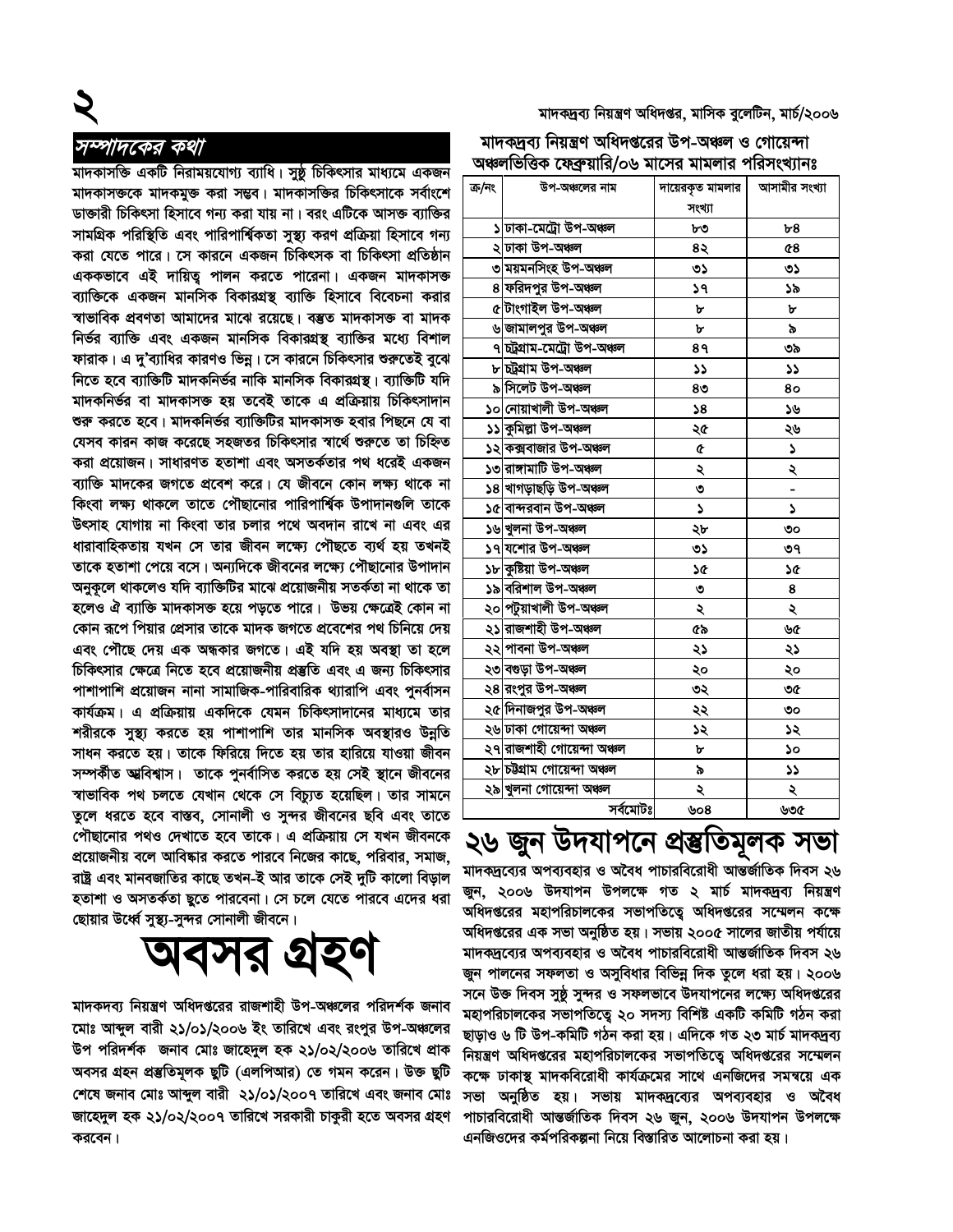## সম্পাদকের কথা

মাদকাসক্তি একটি নিরাময়যোগ্য ব্যাধি। সুষ্ঠ চিকিৎসার মাধ্যমে একজন মাদকাসক্তকে মাদকমুক্ত করা সম্ভব। মাদকাসক্তির চিকিৎসাকে সর্বাংশে ডাক্তারী চিকিৎসা হিসাবে গন্য করা যায় না। বরং এটিকে আসক্ত ব্যক্তির সামগ্রিক পরিস্থিতি এবং পারিপার্শ্বিকতা সুস্থ্য করণ প্রক্রিয়া হিসাবে গন্য করা যেতে পারে। সে কারনে একজন চিকিৎসক বা চিকিৎসা প্রতিষ্ঠান এককভাবে এই দায়িত্ব পালন করতে পারেনা। একজন মাদকাসক্ত ব্যক্তিকে একজন মানসিক বিকারগ্রস্থ ব্যক্তি হিসাবে বিবেচনা করার স্বাভাবিক প্রবণতা আমাদের মাঝে রয়েছে। বস্তুত মাদকাসক্ত বা মাদক নির্ভর ব্যক্তি এবং একজন মানসিক বিকারগ্রস্থ ব্যক্তির মধ্যে বিশাল ফারাক। এ দু'ব্যাধির কারণও ভিন্ন। সে কারনে চিকিৎসার শুরুতেই বুঝে নিতে হবে ব্যক্তিটি মাদকনির্ভর নাকি মানসিক বিকারগ্রস্থ। ব্যক্তিটি যদি মাদকনির্ভর বা মাদকাসক্ত হয় তবেই তাকে এ প্রক্রিয়ায় চিকিৎসাদান শুরু করতে হবে। মাদকনির্ভর ব্যক্তিটির মাদকাসক্ত হবার পিছনে যে বা যেসব কারন কাজ করেছে সহজতর চিকিৎসার স্বার্থে শুরুতে তা চিহ্নিত করা প্রয়োজন। সাধারণত হতাশা এবং অসতর্কতার পথ ধরেই একজন ব্যক্তি মাদকের জগতে প্রবেশ করে। যে জীবনে কোন লক্ষ্য থাকে না কিংবা লক্ষ্য থাকলে তাতে পৌছানোর পারিপার্শ্বিক উপাদানগুলি তাকে উৎসাহ যোগায় না কিংবা তার চলার পথে অবদান রাখে না এবং এর ধারাবাহিকতায় যখন সে তার জীবন লক্ষ্যে পৌছতে ব্যর্থ হয় তখনই তাকে হতাশা পেয়ে বসে। অন্যদিকে জীবনের লক্ষ্যে পৌছানোর উপাদান অনুকূলে থাকলেও যদি ব্যক্তিটির মাঝে প্রয়োজনীয় সতর্কতা না থাকে তা হলেও ঐ ব্যক্তি মাদকাসক্ত হয়ে পড়তে পারে। উভয় ক্ষেত্রেই কোন না কোন রূপে পিয়ার প্রেসার তাকে মাদক জগতে প্রবেশের পথ চিনিয়ে দেয় এবং পৌছে দেয় এক অন্ধকার জগতে। এই যদি হয় অবস্থা তা হলে চিকিৎসার ক্ষেত্রে নিতে হবে প্রয়োজনীয় প্রস্তুতি এবং এ জন্য চিকিৎসার পাশাপাশি প্রয়োজন নানা সামাজিক-পারিবারিক থ্যারাপি এবং পুনর্বাসন কার্যক্রম। এ প্রক্রিয়ায় একদিকে যেমন চিকিৎসাদানের মাধ্যমে তার শরীরকে সুস্থ্য করতে হয় পাশাপাশি তার মানসিক অবস্থারও উন্নতি সাধন করতে হয়। তাকে ফিরিয়ে দিতে হয় তার হারিয়ে যাওয়া জীবন সম্পর্কীত আত্মবিশ্বাস। তাকে পুনর্বাসিত করতে হয় সেই স্থানে জীবনের স্বাভাবিক পথ চলতে যেখান থেকে সে বিচ্যুত হয়েছিল। তার সামনে তুলে ধরতে হবে বাস্তব, সোনালী ও সুন্দর জীবনের ছবি এবং তাতে পৌছানোর পথও দেখাতে হবে তাকে। এ প্রক্রিয়ায় সে যখন জীবনকে প্রয়োজনীয় বলে আবিষ্কার করতে পারবে নিজের কাছে, পরিবার, সমাজ, রাষ্ট্র এবং মানবজাতির কাছে তখন-ই আর তাকে সেই দুটি কালো বিড়াল হতাশা ও অসতর্কতা ছুতে পারবেনা। সে চলে যেতে পারবে এদের ধরা ছোয়ার উর্ধ্বে সুস্থ্য-সুন্দর সোনালী জীবনে।

# অবসর গ্রহণ

মাদকদব্য নিয়ন্ত্রণ অধিদপ্তরের রাজশাহী উপ-অঞ্চলের পরিদর্শক জনাব মোঃ আব্দুল বারী ২১/০১/২০০৬ ইং তারিখে এবং রংপুর উপ-অঞ্চলের উপ পরিদর্শক জনাব মোঃ জাহেদুল হক ২১/০২/২০০৬ তারিখে প্রাক অবসর গ্রহন প্রস্তুতিমূলক ছুটি (এলপিআর) তে গমন করেন। উক্ত ছুটি শেষে জনাব মোঃ আব্দুল বারী ২১/০১/২০০৭ তারিখে এবং জনাব মোঃ জাহেদুল হক ২১/০২/২০০৭ তারিখে সরকারী চাকুরী হতে অবসর গ্রহণ করবেন।

### মাদকদ্রব্য নিয়ন্ত্রণ অধিদপ্তরের উপ-অঞ্চল ও গোয়েন্দা অঞ্চলভিত্তিক ফেব্রুয়ারি/০৬ মাসের মামলার পরিসংখ্যানঃ

| ক্র/নং | উপ-অঞ্চলের নাম | দায়েরকৃত মামলার সংখ্যা | আসামীর সংখ্যা |
|---|---|---|---|
| ১ | ঢাকা-মেট্রো উপ-অঞ্চল | ৮৩ | ৮৪ |
| ২ | ঢাকা উপ-অঞ্চল | ৪২ | ৫৪ |
| ৩ | ময়মনসিংহ উপ-অঞ্চল | ৩১ | ৩১ |
| ৪ | ফরিদপুর উপ-অঞ্চল | ১৭ | ১৯ |
| ৫ | টাংগাইল উপ-অঞ্চল | ৮ | ৮ |
| ৬ | জামালপুর উপ-অঞ্চল | ৮ | ৯ |
| ৭ | চট্রগ্রাম-মেট্রো উপ-অঞ্চল | ৪৭ | ৩৯ |
| ৮ | চট্রগ্রাম উপ-অঞ্চল | ১১ | ১১ |
| ৯ | সিলেট উপ-অঞ্চল | ৪৩ | ৪০ |
| ১০ | নোয়াখালী উপ-অঞ্চল | ১৪ | ১৬ |
| ১১ | কুমিল্লা উপ-অঞ্চল | ২৫ | ২৬ |
| ১২ | কক্সবাজার উপ-অঞ্চল | ৫ | ১ |
| ১৩ | রাঙ্গামাটি উপ-অঞ্চল | ২ | ২ |
| ১৪ | খাগড়াছড়ি উপ-অঞ্চল | ৩ | - |
| ১৫ | বান্দরবান উপ-অঞ্চল | ১ | ১ |
| ১৬ | খুলনা উপ-অঞ্চল | ২৮ | ৩০ |
| ১৭ | যশোর উপ-অঞ্চল | ৩১ | ৩৭ |
| ১৮ | কুষ্টিয়া উপ-অঞ্চল | ১৫ | ১৫ |
| ১৯ | বরিশাল উপ-অঞ্চল | ৩ | ৪ |
| ২০ | পটুয়াখালী উপ-অঞ্চল | ২ | ২ |
| ২১ | রাজশাহী উপ-অঞ্চল | ৫৯ | ৬৫ |
| ২২ | পাবনা উপ-অঞ্চল | ২১ | ২১ |
| ২৩ | বগুড়া উপ-অঞ্চল | ২০ | ২০ |
| ২৪ | রংপুর উপ-অঞ্চল | ৩২ | ৩৫ |
| ২৫ | দিনাজপুর উপ-অঞ্চল | ২২ | ৩০ |
| ২৬ | ঢাকা গোয়েন্দা অঞ্চল | ১২ | ১২ |
| ২৭ | রাজশাহী গোয়েন্দা অঞ্চল | ৮ | ১০ |
| ২৮ | চট্টগ্রাম গোয়েন্দা অঞ্চল | ৯ | ১১ |
| ২৯ | খুলনা গোয়েন্দা অঞ্চল | ২ | ২ |
| | সর্বমোটঃ | ৬০৪ | ৬৩৫ |

# ২৬ জুন উদযাপনে প্রস্তুতিমূলক সভা

মাদকদ্রব্যের অপব্যবহার ও অবৈধ পাচারবিরোধী আন্তর্জাতিক দিবস ২৬ জুন, ২০০৬ উদযাপন উপলক্ষে গত ২ মার্চ মাদকদ্রব্য নিয়ন্ত্রণ অধিদপ্তরের মহাপরিচালকের সভাপতিত্বে অধিদপ্তরের সম্মেলন কক্ষে অধিদপ্তরের এক সভা অনুষ্ঠিত হয়। সভায় ২০০৫ সালের জাতীয় পর্যায়ে মাদকদ্রব্যের অপব্যবহার ও অবৈধ পাচারবিরোধী আন্তর্জাতিক দিবস ২৬ জুন পালনের সফলতা ও অসুবিধার বিভিন্ন দিক তুলে ধরা হয়। ২০০৬ সনে উক্ত দিবস সুষ্ঠ সুন্দর ও সফলভাবে উদযাপনের লক্ষ্যে অধিদপ্তরের মহাপরিচালকের সভাপতিত্বে ২০ সদস্য বিশিষ্ট একটি কমিটি গঠন করা ছাড়াও ৬ টি উপ-কমিটি গঠন করা হয়। এদিকে গত ২৩ মার্চ মাদকদ্রব্য নিয়ন্ত্রণ অধিদপ্তরের মহাপরিচালকের সভাপতিত্বে অধিদপ্তরের সম্মেলন কক্ষে ঢাকাস্থ মাদকবিরোধী কার্যক্রমের সাথে এনজিদের সমন্বয়ে এক সভা অনুষ্ঠিত হয়। সভায় মাদকদ্রব্যের অপব্যবহার ও অবৈধ পাচারবিরোধী আন্তর্জাতিক দিবস ২৬ জুন, ২০০৬ উদযাপন উপলক্ষে এনজিওদের কর্মপরিকল্পনা নিয়ে বিস্তারিত আলোচনা করা হয়।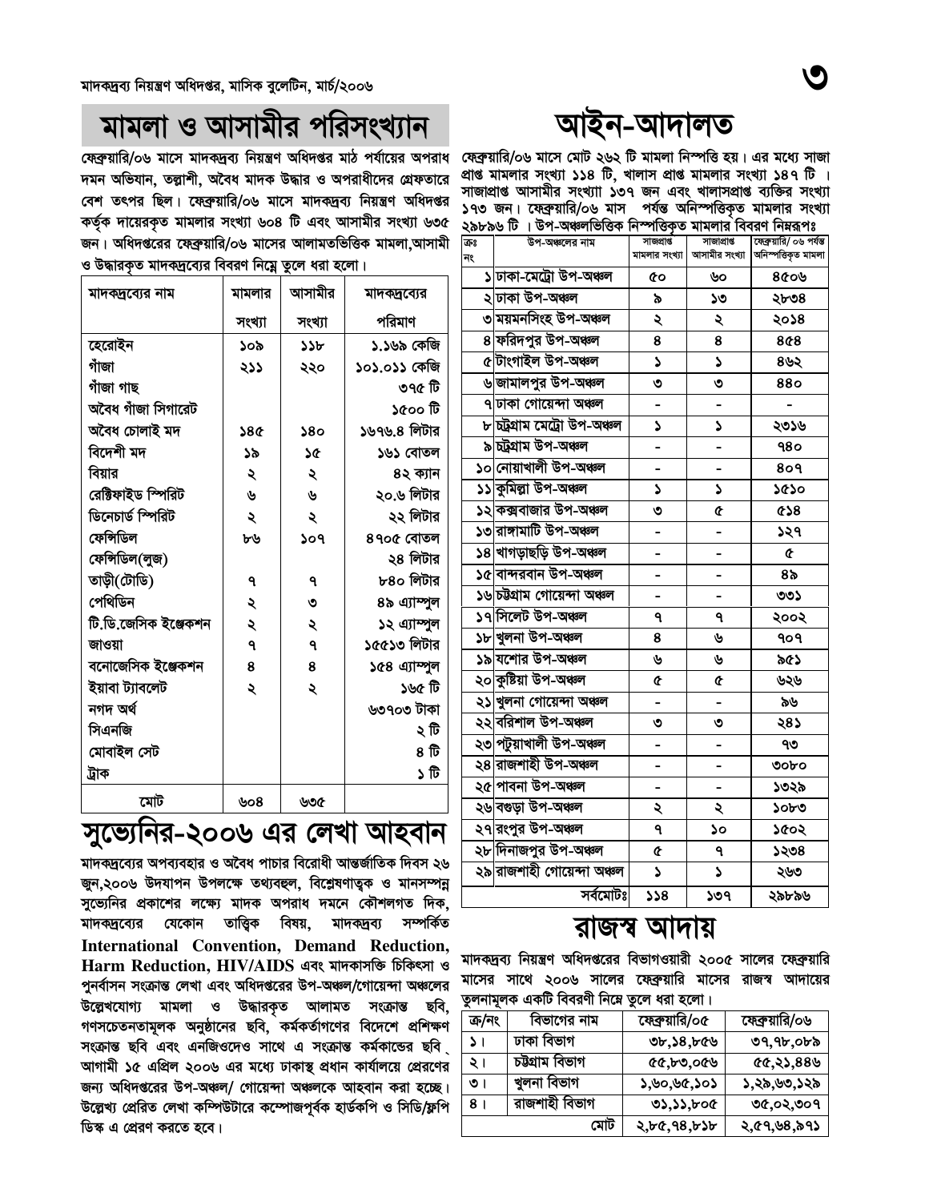## মামলা ও আসামীর পরিসংখ্যান

ফেব্রুয়ারি/০৬ মাসে মাদকদ্রব্য নিয়ন্ত্রণ অধিদপ্তর মাঠ পর্যায়ের অপরাধ দমন অভিযান, তল্লাশী, অবৈধ মাদক উদ্ধার ও অপরাধীদের গ্রেফতারে বেশ তৎপর ছিল। ফেব্রুয়ারি/০৬ মাসে মাদকদ্রব্য নিয়ন্ত্রণ অধিদপ্তর কর্তৃক দায়েরকৃত মামলার সংখ্যা ৬০৪ টি এবং আসামীর সংখ্যা ৬৩৫ জন। অধিদপ্তরের ফেব্রুয়ারি/০৬ মাসের আলামতভিত্তিক মামলা,আসামী ও উদ্ধারকৃত মাদকদ্রব্যের বিবরণ নিম্নে তুলে ধরা হলো।

| মাদকদ্রব্যের নাম | মামলার সংখ্যা | আসামীর সংখ্যা | মাদকদ্রব্যের পরিমাণ |
|---|---|---|---|
| হেরোইন | ১০৯ | ১১৮ | ১.১৬৯ কেজি |
| গাঁজা | ২১১ | ২২০ | ১০১.০১১ কেজি |
| গাঁজা গাছ | | | ৩৭৫ টি |
| অবৈধ গাঁজা সিগারেট | | | ১৫০০ টি |
| অবৈধ চোলাই মদ | ১৪৫ | ১৪০ | ১৬৭৬.৪ লিটার |
| বিদেশী মদ | ১৯ | ১৫ | ১৬১ বোতল |
| বিয়ার | ২ | ২ | ৪২ ক্যান |
| রেক্টিফাইড স্পিরিট | ৬ | ৬ | ২০.৬ লিটার |
| ডিনেচার্ড স্পিরিট | ২ | ২ | ২২ লিটার |
| ফেন্সিডিল | ৮৬ | ১০৭ | ৪৭০৫ বোতল |
| ফেন্সিডিল(লুজ) | | | ২৪ লিটার |
| তাড়ী(টোডি) | ৭ | ৭ | ৮৪০ লিটার |
| পেথিডিন | ২ | ৩ | ৪৯ এ্যাম্পুল |
| টি.ডি.জেসিক ইঞ্জেকশন | ২ | ২ | ১২ এ্যাম্পুল |
| জাওয়া | ৭ | ৭ | ১৫৫১৩ লিটার |
| বনোজেসিক ইঞ্জেকশন | ৪ | ৪ | ১৫৪ এ্যাম্পুল |
| ইয়াবা ট্যাবলেট | ২ | ২ | ১৬৫ টি |
| নগদ অর্থ | | | ৬৩৭০৩ টাকা |
| সিএনজি | | | ২ টি |
| মোবাইল সেট | | | ৪ টি |
| ট্রাক | | | ১ টি |
| মোট | ৬০৪ | ৬৩৫ | |

## সুভ্যেনির-২০০৬ এর লেখা আহবান

মাদকদ্রব্যের অপব্যবহার ও অবৈধ পাচার বিরোধী আন্তর্জাতিক দিবস ২৬ জুন,২০০৬ উদযাপন উপলক্ষে তথ্যবহুল, বিশ্লেষণাত্মক ও মানসম্পন্ন সুভ্যেনির প্রকাশের লক্ষ্যে মাদক অপরাধ দমনে কৌশলগত দিক, মাদকদ্রব্যের যেকোন তাত্ত্বিক বিষয়, মাদকদ্রব্য সম্পর্কিত **International Convention, Demand Reduction, Harm Reduction, HIV/AIDS** এবং মাদকাসক্তি চিকিৎসা ও পুনর্বাসন সংক্রান্ত লেখা এবং অধিদপ্তরের উপ-অঞ্চল/গোয়েন্দা অঞ্চলের উল্লেখযোগ্য মামলা ও উদ্ধারকৃত আলামত সংক্রান্ত ছবি, গণসচেতনতামূলক অনুষ্ঠানের ছবি, কর্মকর্তাগণের বিদেশে প্রশিক্ষণ সংক্রান্ত ছবি এবং এনজিওদেও সাথে এ সংক্রান্ত কর্মকান্ডের ছবি আগামী ১৫ এপ্রিল ২০০৬ এর মধ্যে ঢাকাস্থ প্রধান কার্যালয়ে প্রেরণের জন্য অধিদপ্তরের উপ-অঞ্চল/ গোয়েন্দা অঞ্চলকে আহবান করা হচ্ছে। উল্লেখ্য প্রেরিত লেখা কম্পিউটারে কম্পোজপূর্বক হার্ডকপি ও সিডি/ফ্লপি ডিস্ক এ প্রেরণ করতে হবে।

## আইন-আদালত

ফেব্রুয়ারি/০৬ মাসে মোট ২৬২ টি মামলা নিস্পত্তি হয়। এর মধ্যে সাজা প্রাপ্ত মামলার সংখ্যা ১১৪ টি, খালাস প্রাপ্ত মামলার সংখ্যা ১৪৭ টি । সাজাপ্রাপ্ত আসামীর সংখ্যাা ১৩৭ জন এবং খালাসপ্রাপ্ত ব্যক্তির সংখ্যা ১৭৩ জন। ফেব্রুয়ারি/০৬ মাস পর্যন্ত অনিস্পত্তিকৃত মামলার সংখ্যা ২৯৮৯৬ টি । উপ-অঞ্চলভিত্তিক নিস্পত্তিকৃত মামলার বিবরণ নিম্নরূপঃ

| ক্রঃ নং | উপ-অঞ্চলের নাম | সাজাপ্রাপ্ত মামলার সংখ্যা | সাজাপ্রাপ্ত আসামীর সংখ্যা | ফেব্রুয়ারি/ ০৬ পর্যন্ত অনিস্পত্তিকৃত মামলা |
|---|---|---|---|---|
| ১ | ঢাকা-মেট্রো উপ-অঞ্চল | ৫০ | ৬০ | ৪৫০৬ |
| ২ | ঢাকা উপ-অঞ্চল | ৯ | ১৩ | ২৮৩৪ |
| ৩ | ময়মনসিংহ উপ-অঞ্চল | ২ | ২ | ২০১৪ |
| ৪ | ফরিদপুর উপ-অঞ্চল | ৪ | ৪ | ৪৫৪ |
| ৫ | টাংগাইল উপ-অঞ্চল | ১ | ১ | ৪৬২ |
| ৬ | জামালপুর উপ-অঞ্চল | ৩ | ৩ | ৪৪০ |
| ৭ | ঢাকা গোয়েন্দা অঞ্চল | - | - | - |
| ৮ | চট্রগ্রাম মেট্রো উপ-অঞ্চল | ১ | ১ | ২৩১৬ |
| ৯ | চট্রগ্রাম উপ-অঞ্চল | - | - | ৭৪০ |
| ১০ | নোয়াখালী উপ-অঞ্চল | - | - | ৪০৭ |
| ১১ | কুমিল্লা উপ-অঞ্চল | ১ | ১ | ১৫১০ |
| ১২ | কক্সবাজার উপ-অঞ্চল | ৩ | ৫ | ৫১৪ |
| ১৩ | রাঙ্গামাটি উপ-অঞ্চল | - | - | ১২৭ |
| ১৪ | খাগড়াছড়ি উপ-অঞ্চল | - | - | ৫ |
| ১৫ | বান্দরবান উপ-অঞ্চল | - | - | ৪৯ |
| ১৬ | চট্রগ্রাম গোয়েন্দা অঞ্চল | - | - | ৩৩১ |
| ১৭ | সিলেট উপ-অঞ্চল | ৭ | ৭ | ২০০২ |
| ১৮ | খুলনা উপ-অঞ্চল | ৪ | ৬ | ৭০৭ |
| ১৯ | যশোর উপ-অঞ্চল | ৬ | ৬ | ৯৫১ |
| ২০ | কুষ্টিয়া উপ-অঞ্চল | ৫ | ৫ | ৬২৬ |
| ২১ | খুলনা গোয়েন্দা অঞ্চল | - | - | ৯৬ |
| ২২ | বরিশাল উপ-অঞ্চল | ৩ | ৩ | ২৪১ |
| ২৩ | পটুয়াখালী উপ-অঞ্চল | - | - | ৭৩ |
| ২৪ | রাজশাহী উপ-অঞ্চল | - | - | ৩০৮০ |
| ২৫ | পাবনা উপ-অঞ্চল | - | - | ১৩২৯ |
| ২৬ | বগুড়া উপ-অঞ্চল | ২ | ২ | ১০৮৩ |
| ২৭ | রংপুর উপ-অঞ্চল | ৭ | ১০ | ১৫০২ |
| ২৮ | দিনাজপুর উপ-অঞ্চল | ৫ | ৭ | ১২৩৪ |
| ২৯ | রাজশাহী গোয়েন্দা অঞ্চল | ১ | ১ | ২৬৩ |
| | সর্বমোটঃ | ১১৪ | ১৩৭ | ২৯৮৯৬ |

## রাজস্ব আদায়

মাদকদ্রব্য নিয়ন্ত্রণ অধিদপ্তরের বিভাগওয়ারী ২০০৫ সালের ফেব্রুয়ারি মাসের সাথে ২০০৬ সালের ফেব্রুয়ারি মাসের রাজস্ব আদায়ের তুলনামূলক একটি বিবরণী নিম্নে তুলে ধরা হলো।

| ক্র/নং | বিভাগের নাম | ফেব্রুয়ারি/০৫ | ফেব্রুয়ারি/০৬ |
|---|---|---|---|
| ১। | ঢাকা বিভাগ | ৩৮,১৪,৮৫৬ | ৩৭,৭৮,০৮৯ |
| ২। | চট্টগ্রাম বিভাগ | ৫৫,৮৩,০৫৬ | ৫৫,২১,৪৪৬ |
| ৩। | খুলনা বিভাগ | ১,৬০,৬৫,১০১ | ১,২৯,৬৩,১২৯ |
| ৪। | রাজশাহী বিভাগ | ৩১,১১,৮০৫ | ৩৫,০২,৩০৭ |
| | মোট | ২,৮৫,৭৪,৮১৮ | ২,৫৭,৬৪,৯৭১ |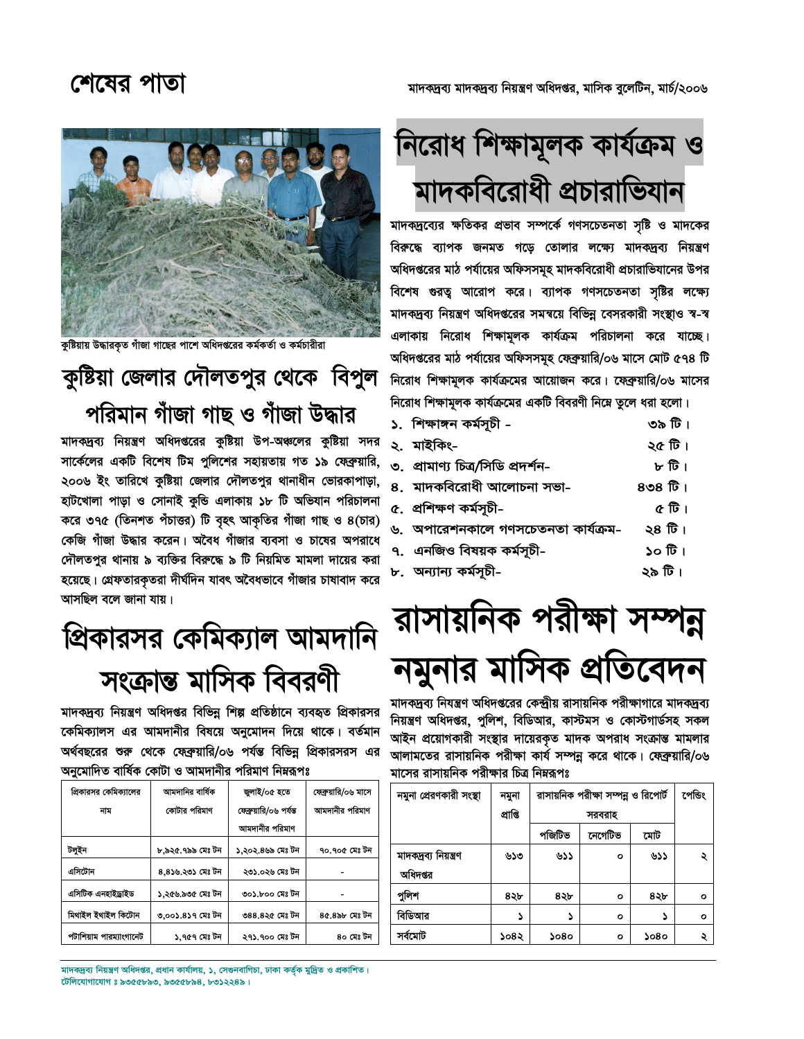কুষ্টিয়ায় উদ্ধারকৃত গাঁজা গাছের পাশে অধিদপ্তরের কর্মকর্তা ও কর্মচারীরা

## কুষ্টিয়া জেলার দৌলতপুর থেকে বিপুল পরিমান গাঁজা গাছ ও গাঁজা উদ্ধার

মাদকদ্রব্য নিয়ন্ত্রণ অধিদপ্তরের কুষ্টিয়া উপ-অঞ্চলের কুষ্টিয়া সদর সার্কেলের একটি বিশেষ টিম পুলিশের সহায়তায় গত ১৯ ফেব্রুয়ারি, ২০০৬ ইং তারিখে কুষ্টিয়া জেলার দৌলতপুর থানাধীন ভোরকাপাড়া, হাটখোলা পাড়া ও সোনাই কুন্ডি এলাকায় ১৮ টি অভিযান পরিচালনা করে ৩৭৫ (তিনশত পঁচাত্তর) টি বৃহৎ আকৃতির গাঁজা গাছ ও ৪(চার) কেজি গাঁজা উদ্ধার করেন। অবৈধ গাঁজার ব্যবসা ও চাষের অপরাধে দৌলতপুর থানায় ৯ ব্যক্তির বিরুদ্ধে ৯ টি নিয়মিত মামলা দায়ের করা হয়েছে। গ্রেফতারকৃতরা দীর্ঘদিন যাবৎ অবৈধভাবে গাঁজার চাষাবাদ করে আসছিল বলে জানা যায়।

## প্রিকারসর কেমিক্যাল আমদানি সংক্রান্ত মাসিক বিবরণী

মাদকদ্রব্য নিয়ন্ত্রণ অধিদপ্তর বিভিন্ন শিল্প প্রতিষ্ঠানে ব্যবহৃত প্রিকারসর কেমিক্যালস এর আমদানীর বিষয়ে অনুমোদন দিয়ে থাকে। বর্তমান অর্থবছরের শুরু থেকে ফেব্রুয়ারি/০৬ পর্যন্ত বিভিন্ন প্রিকারসরস এর অনুমোদিত বার্ষিক কোটা ও আমদানীর পরিমাণ নিম্নরূপঃ

| প্রিকারসর কেমিক্যালের নাম | আমদানির বার্ষিক কোটার পরিমাণ | জুলাই/০৫ হতে ফেব্রুয়ারি/০৬ পর্যন্ত আমদানীর পরিমাণ | ফেব্রুয়ারি/০৬ মাসে আমদানীর পরিমাণ |
|---|---|---|---|
| টলুইন | ৮,৯২৫.৭৯৯ মেঃ টন | ১,২০২.৪৬৯ মেঃ টন | ৭০.৭০৫ মেঃ টন |
| এসিটোন | ৪,৪১৬.২৩১ মেঃ টন | ২৩১.০২৬ মেঃ টন | - |
| এসিটিক এনহাইড্রাইড | ১,২৫৬.৯৩৫ মেঃ টন | ৩০১.৮০০ মেঃ টন | - |
| মিথাইল ইথাইল কিটোন | ৩,০০১.৪১৭ মেঃ টন | ৩৪৪.৪২৫ মেঃ টন | ৪৫.৪৯৮ মেঃ টন |
| পটাশিয়াম পারম্যাংগানেট | ১,৭৫৭ মেঃ টন | ২৭১.৭০০ মেঃ টন | ৪০ মেঃ টন |

## নিরোধ শিক্ষামূলক কার্যক্রম ও মাদকবিরোধী প্রচারাভিযান

মাদকদ্রব্যের ক্ষতিকর প্রভাব সম্পর্কে গণসচেতনতা সৃষ্টি ও মাদকের বিরুদ্ধে ব্যাপক জনমত গড়ে তোলার লক্ষ্যে মাদকদ্রব্য নিয়ন্ত্রণ অধিদপ্তরের মাঠ পর্যায়ের অফিসসমূহ মাদকবিরোধী প্রচারাভিযানের উপর বিশেষ গুরুত্ব আরোপ করে। ব্যাপক গণসচেতনতা সৃষ্টির লক্ষ্যে মাদকদ্রব্য নিয়ন্ত্রণ অধিদপ্তরের সমন্বয়ে বিভিন্ন বেসরকারী সংস্থাও স্ব-স্ব এলাকায় নিরোধ শিক্ষামূলক কার্যক্রম পরিচালনা করে যাচ্ছে। অধিদপ্তরের মাঠ পর্যায়ের অফিসসমূহ ফেব্রুয়ারি/০৬ মাসে মোট ৫৭৪ টি নিরোধ শিক্ষামূলক কার্যক্রমের আয়োজন করে। ফেব্রুয়ারি/০৬ মাসের নিরোধ শিক্ষামূলক কার্যক্রমের একটি বিবরণী নিম্নে তুলে ধরা হলো।

১. শিক্ষাঙ্গন কর্মসূচী - ৩৯ টি।
২. মাইকিং- ২৫ টি।
৩. প্রামাণ্য চিত্র/সিডি প্রদর্শন- ৮ টি।
৪. মাদকবিরোধী আলোচনা সভা- ৪৩৪ টি।
৫. প্রশিক্ষণ কর্মসূচী- ৫ টি।
৬. অপারেশনকালে গণসচেতনতা কার্যক্রম- ২৪ টি।
৭. এনজিও বিষয়ক কর্মসূচী- ১০ টি।
৮. অন্যান্য কর্মসূচী- ২৯ টি।

## রাসায়নিক পরীক্ষা সম্পন্ন নমুনার মাসিক প্রতিবেদন

মাদকদ্রব্য নিয়ন্ত্রণ অধিদপ্তরের কেন্দ্রীয় রাসায়নিক পরীক্ষাগারে মাদকদ্রব্য নিয়ন্ত্রণ অধিদপ্তর, পুলিশ, বিডিআর, কাস্টমস ও কোস্টগার্ডসহ সকল আইন প্রয়োগকারী সংস্থার দায়েরকৃত মাদক অপরাধ সংক্রান্ত মামলার আলামতের রাসায়নিক পরীক্ষা কার্য সম্পন্ন করে থাকে। ফেব্রুয়ারি/০৬ মাসের রাসায়নিক পরীক্ষার চিত্র নিম্নরূপঃ

| নমুনা প্রেরণকারী সংস্থা | নমুনা প্রাপ্তি | রাসায়নিক পরীক্ষা সম্পন্ন ও রিপোর্ট সরবরাহ | | | পেন্ডিং |
|---|---|---|---|---|---|
| | | পজিটিভ | নেগেটিভ | মোট | |
| মাদকদ্রব্য নিয়ন্ত্রণ অধিদপ্তর | ৬১৩ | ৬১১ | ০ | ৬১১ | ২ |
| পুলিশ | ৪২৮ | ৪২৮ | ০ | ৪২৮ | ০ |
| বিডিআর | ১ | ১ | ০ | ১ | ০ |
| সর্বমোট | ১০৪২ | ১০৪০ | ০ | ১০৪০ | ২ |

মাদকদ্রব্য নিয়ন্ত্রণ অধিদপ্তর, প্রধান কার্যালয়, ১, সেগুনবাগিচা, ঢাকা কর্তৃক মুদ্রিত ও প্রকাশিত।
টেলিযোগাযোগ ঃ ৯৩৫৫৮৯৩, ৯৩৫৫৮৯৪, ৮৩১২২৪৯।